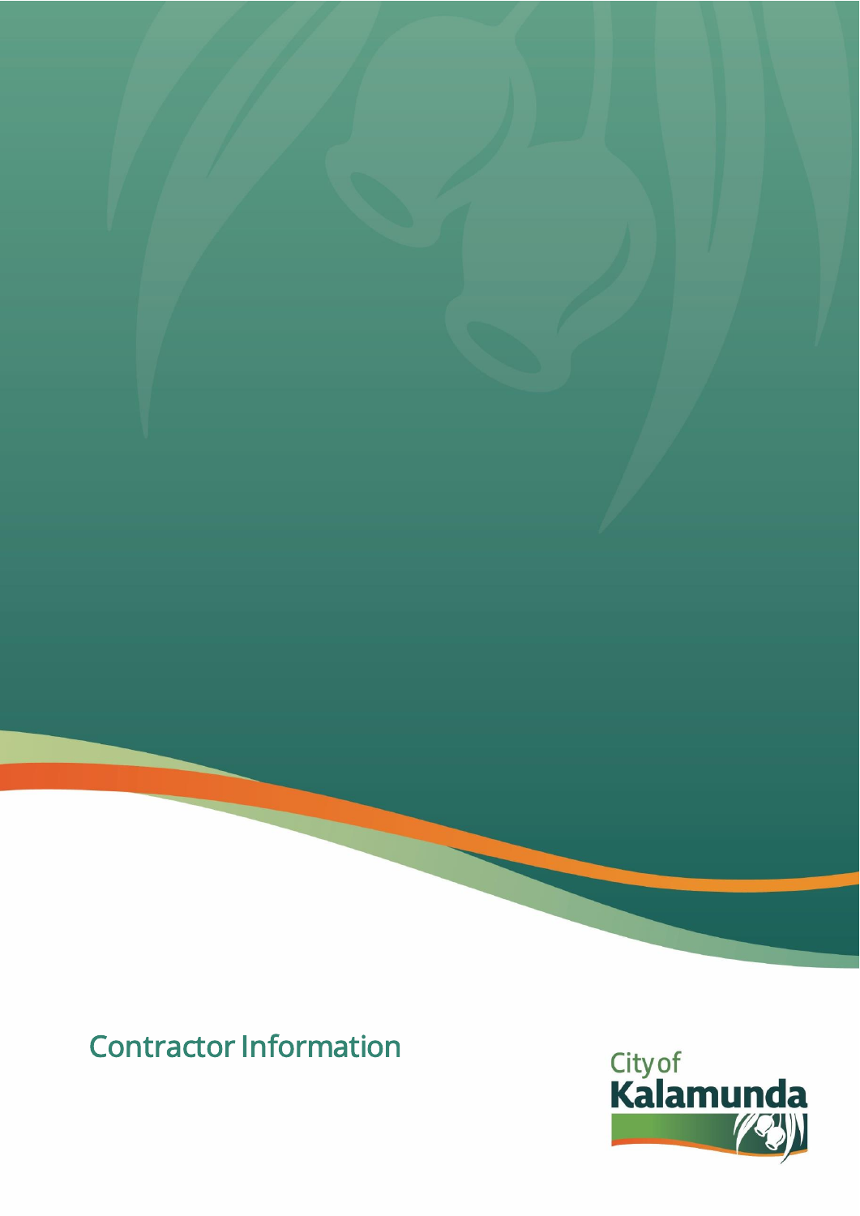# Contractor Information

City of Kalamunda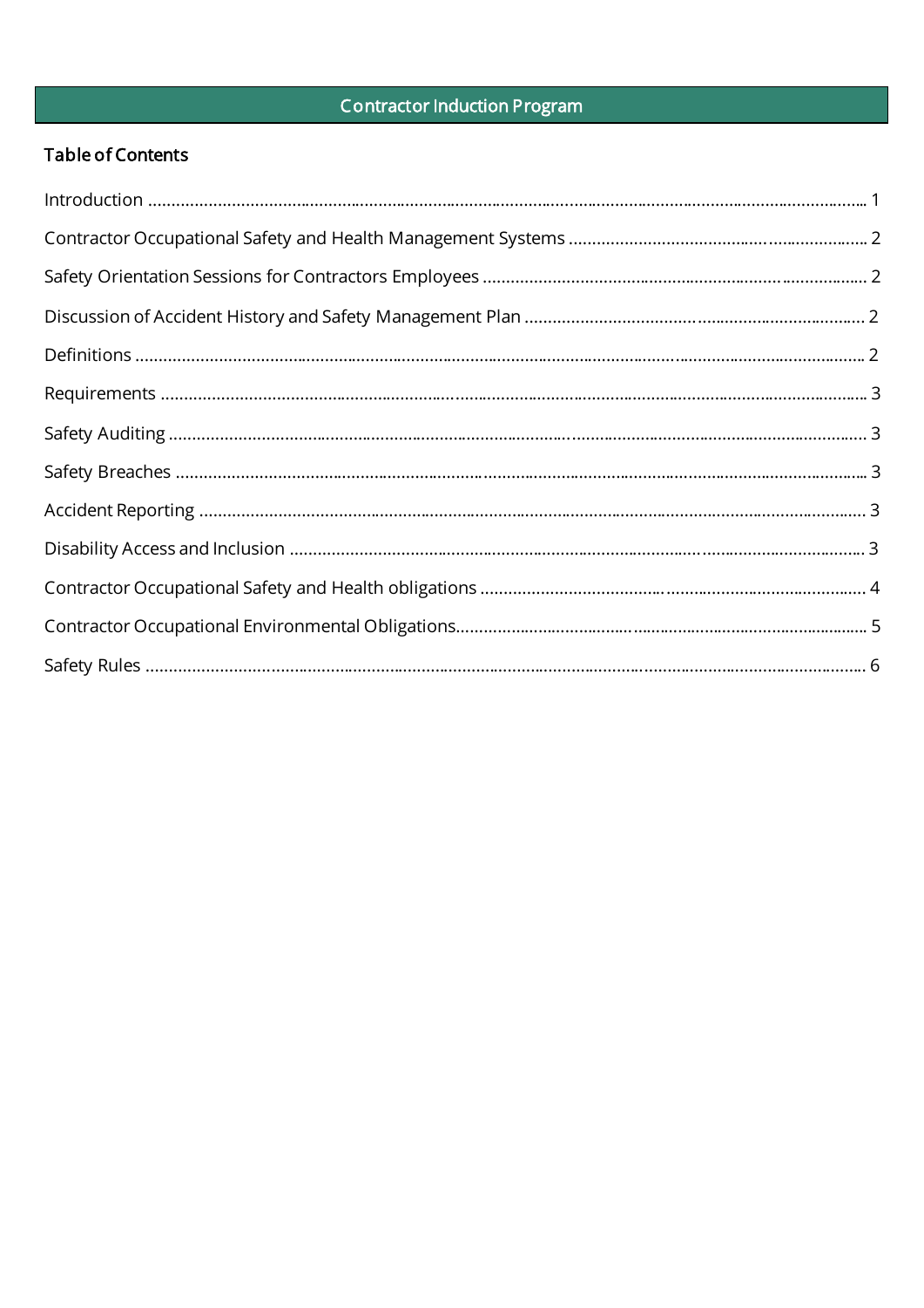# Contractor Induction Program

## Table of Contents

Introduction ........................................................................................................................................... 1

Contractor Occupational Safety and Health Management Systems ..................................................... 2

Safety Orientation Sessions for Contractors Employees ...................................................................... 2

Discussion of Accident History and Safety Management Plan ............................................................. 2

Definitions ............................................................................................................................................. 2

Requirements ......................................................................................................................................... 3

Safety Auditing ....................................................................................................................................... 3

Safety Breaches ...................................................................................................................................... 3

Accident Reporting ................................................................................................................................. 3

Disability Access and Inclusion ............................................................................................................... 3

Contractor Occupational Safety and Health obligations ....................................................................... 4

Contractor Occupational Environmental Obligations............................................................................ 5

Safety Rules ............................................................................................................................................ 6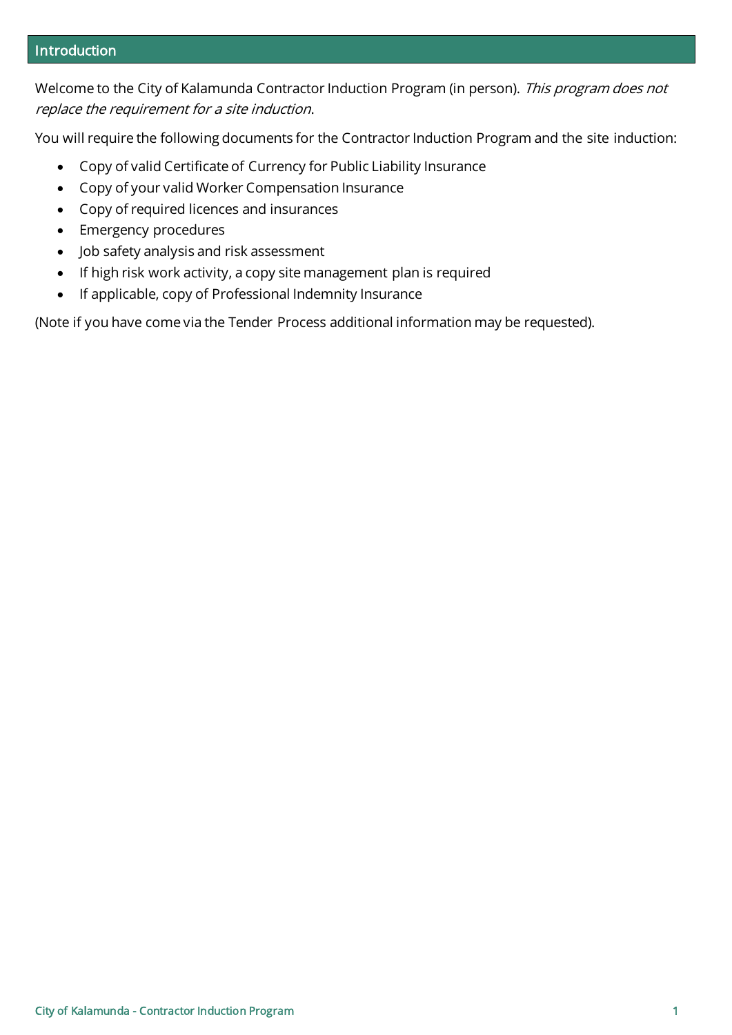## Introduction

Welcome to the City of Kalamunda Contractor Induction Program (in person). *This program does not replace the requirement for a site induction*.

You will require the following documents for the Contractor Induction Program and the site induction:

- Copy of valid Certificate of Currency for Public Liability Insurance
- Copy of your valid Worker Compensation Insurance
- Copy of required licences and insurances
- Emergency procedures
- Job safety analysis and risk assessment
- If high risk work activity, a copy site management plan is required
- If applicable, copy of Professional Indemnity Insurance

(Note if you have come via the Tender Process additional information may be requested).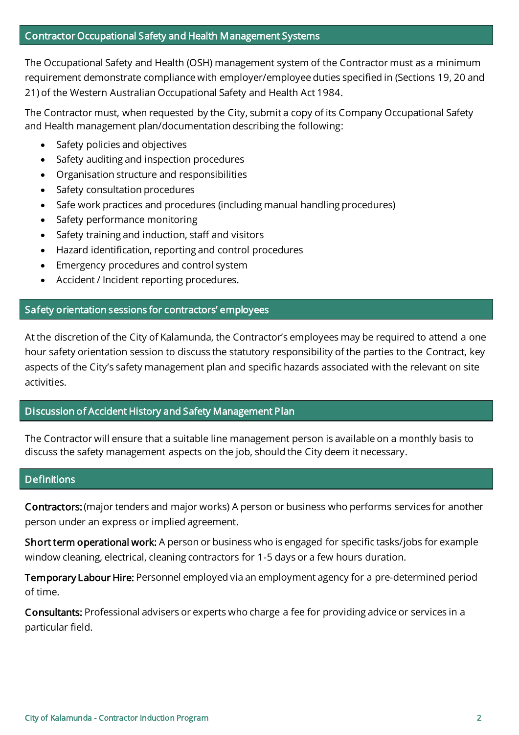## Contractor Occupational Safety and Health Management Systems

The Occupational Safety and Health (OSH) management system of the Contractor must as a minimum requirement demonstrate compliance with employer/employee duties specified in (Sections 19, 20 and 21) of the Western Australian Occupational Safety and Health Act 1984.

The Contractor must, when requested by the City, submit a copy of its Company Occupational Safety and Health management plan/documentation describing the following:

- Safety policies and objectives
- Safety auditing and inspection procedures
- Organisation structure and responsibilities
- Safety consultation procedures
- Safe work practices and procedures (including manual handling procedures)
- Safety performance monitoring
- Safety training and induction, staff and visitors
- Hazard identification, reporting and control procedures
- Emergency procedures and control system
- Accident / Incident reporting procedures.

## Safety orientation sessions for contractors' employees

At the discretion of the City of Kalamunda, the Contractor's employees may be required to attend a one hour safety orientation session to discuss the statutory responsibility of the parties to the Contract, key aspects of the City's safety management plan and specific hazards associated with the relevant on site activities.

## Discussion of Accident History and Safety Management Plan

The Contractor will ensure that a suitable line management person is available on a monthly basis to discuss the safety management aspects on the job, should the City deem it necessary.

## Definitions

**Contractors:** (major tenders and major works) A person or business who performs services for another person under an express or implied agreement.

**Short term operational work:** A person or business who is engaged for specific tasks/jobs for example window cleaning, electrical, cleaning contractors for 1-5 days or a few hours duration.

**Temporary Labour Hire:** Personnel employed via an employment agency for a pre-determined period of time.

**Consultants:** Professional advisers or experts who charge a fee for providing advice or services in a particular field.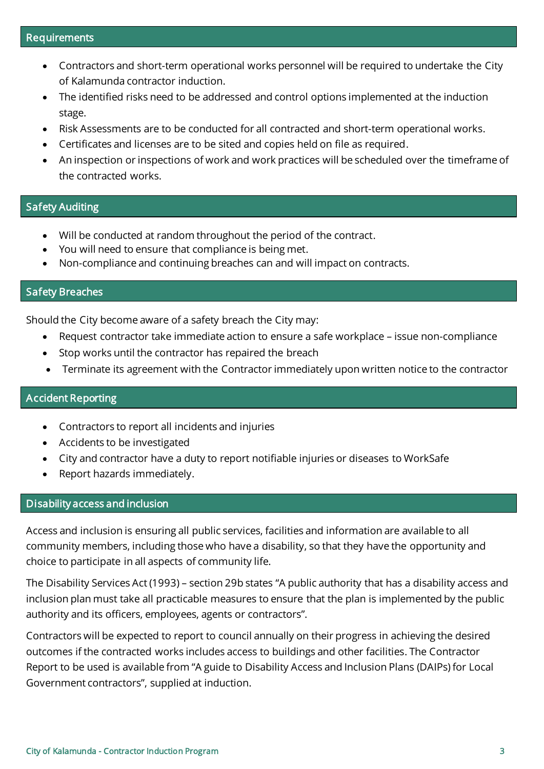## Requirements

- Contractors and short-term operational works personnel will be required to undertake the City of Kalamunda contractor induction.
- The identified risks need to be addressed and control options implemented at the induction stage.
- Risk Assessments are to be conducted for all contracted and short-term operational works.
- Certificates and licenses are to be sited and copies held on file as required.
- An inspection or inspections of work and work practices will be scheduled over the timeframe of the contracted works.

## Safety Auditing

- Will be conducted at random throughout the period of the contract.
- You will need to ensure that compliance is being met.
- Non-compliance and continuing breaches can and will impact on contracts.

## Safety Breaches

Should the City become aware of a safety breach the City may:

- Request contractor take immediate action to ensure a safe workplace – issue non-compliance
- Stop works until the contractor has repaired the breach
- Terminate its agreement with the Contractor immediately upon written notice to the contractor

## Accident Reporting

- Contractors to report all incidents and injuries
- Accidents to be investigated
- City and contractor have a duty to report notifiable injuries or diseases to WorkSafe
- Report hazards immediately.

## Disability access and inclusion

Access and inclusion is ensuring all public services, facilities and information are available to all community members, including those who have a disability, so that they have the opportunity and choice to participate in all aspects of community life.

The Disability Services Act (1993) – section 29b states "A public authority that has a disability access and inclusion plan must take all practicable measures to ensure that the plan is implemented by the public authority and its officers, employees, agents or contractors".

Contractors will be expected to report to council annually on their progress in achieving the desired outcomes if the contracted works includes access to buildings and other facilities. The Contractor Report to be used is available from "A guide to Disability Access and Inclusion Plans (DAIPs) for Local Government contractors", supplied at induction.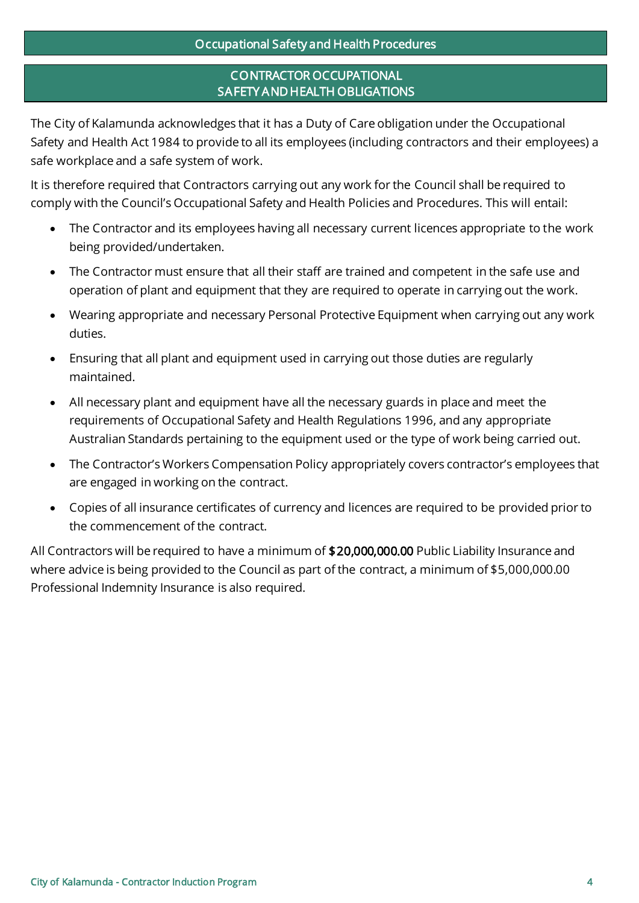## Occupational Safety and Health Procedures

### CONTRACTOR OCCUPATIONAL SAFETY AND HEALTH OBLIGATIONS

The City of Kalamunda acknowledges that it has a Duty of Care obligation under the Occupational Safety and Health Act 1984 to provide to all its employees (including contractors and their employees) a safe workplace and a safe system of work.

It is therefore required that Contractors carrying out any work for the Council shall be required to comply with the Council's Occupational Safety and Health Policies and Procedures. This will entail:

- The Contractor and its employees having all necessary current licences appropriate to the work being provided/undertaken.
- The Contractor must ensure that all their staff are trained and competent in the safe use and operation of plant and equipment that they are required to operate in carrying out the work.
- Wearing appropriate and necessary Personal Protective Equipment when carrying out any work duties.
- Ensuring that all plant and equipment used in carrying out those duties are regularly maintained.
- All necessary plant and equipment have all the necessary guards in place and meet the requirements of Occupational Safety and Health Regulations 1996, and any appropriate Australian Standards pertaining to the equipment used or the type of work being carried out.
- The Contractor's Workers Compensation Policy appropriately covers contractor's employees that are engaged in working on the contract.
- Copies of all insurance certificates of currency and licences are required to be provided prior to the commencement of the contract.

All Contractors will be required to have a minimum of **$20,000,000.00** Public Liability Insurance and where advice is being provided to the Council as part of the contract, a minimum of $5,000,000.00 Professional Indemnity Insurance is also required.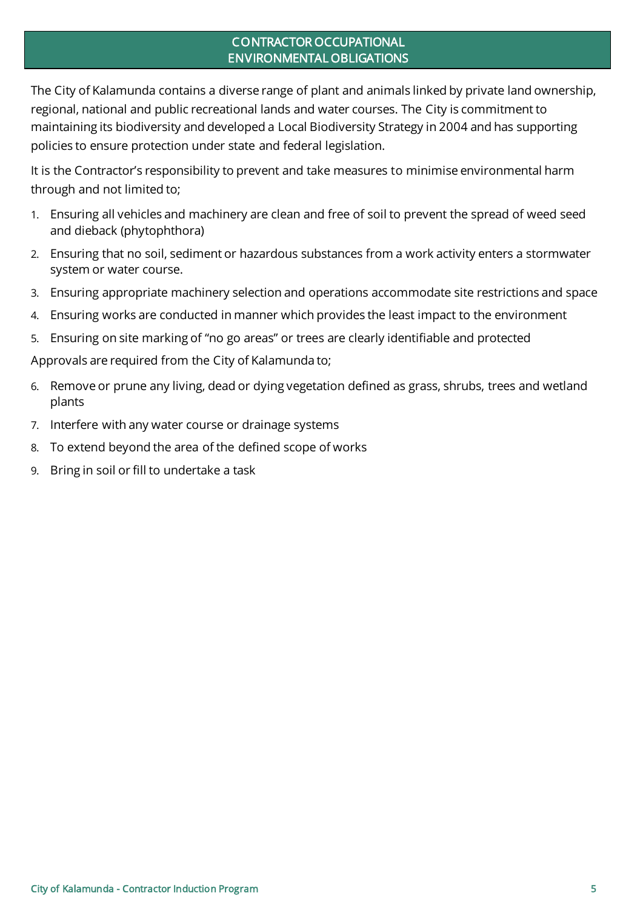## CONTRACTOR OCCUPATIONAL ENVIRONMENTAL OBLIGATIONS

The City of Kalamunda contains a diverse range of plant and animals linked by private land ownership, regional, national and public recreational lands and water courses. The City is commitment to maintaining its biodiversity and developed a Local Biodiversity Strategy in 2004 and has supporting policies to ensure protection under state and federal legislation.

It is the Contractor's responsibility to prevent and take measures to minimise environmental harm through and not limited to;

1. Ensuring all vehicles and machinery are clean and free of soil to prevent the spread of weed seed and dieback (phytophthora)
2. Ensuring that no soil, sediment or hazardous substances from a work activity enters a stormwater system or water course.
3. Ensuring appropriate machinery selection and operations accommodate site restrictions and space
4. Ensuring works are conducted in manner which provides the least impact to the environment
5. Ensuring on site marking of "no go areas" or trees are clearly identifiable and protected

Approvals are required from the City of Kalamunda to;

6. Remove or prune any living, dead or dying vegetation defined as grass, shrubs, trees and wetland plants
7. Interfere with any water course or drainage systems
8. To extend beyond the area of the defined scope of works
9. Bring in soil or fill to undertake a task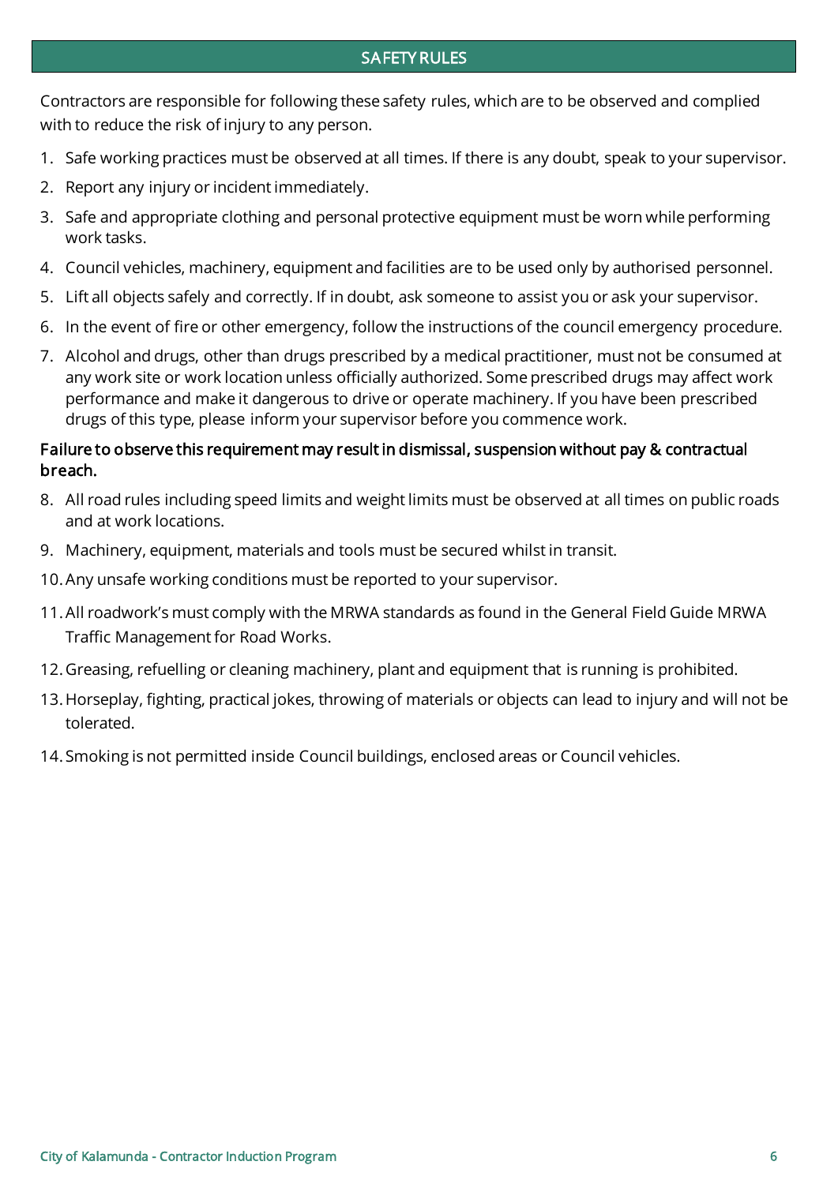## SAFETY RULES

Contractors are responsible for following these safety rules, which are to be observed and complied with to reduce the risk of injury to any person.

1. Safe working practices must be observed at all times. If there is any doubt, speak to your supervisor.
2. Report any injury or incident immediately.
3. Safe and appropriate clothing and personal protective equipment must be worn while performing work tasks.
4. Council vehicles, machinery, equipment and facilities are to be used only by authorised personnel.
5. Lift all objects safely and correctly. If in doubt, ask someone to assist you or ask your supervisor.
6. In the event of fire or other emergency, follow the instructions of the council emergency procedure.
7. Alcohol and drugs, other than drugs prescribed by a medical practitioner, must not be consumed at any work site or work location unless officially authorized. Some prescribed drugs may affect work performance and make it dangerous to drive or operate machinery. If you have been prescribed drugs of this type, please inform your supervisor before you commence work.

**Failure to observe this requirement may result in dismissal, suspension without pay & contractual breach.**

8. All road rules including speed limits and weight limits must be observed at all times on public roads and at work locations.
9. Machinery, equipment, materials and tools must be secured whilst in transit.
10. Any unsafe working conditions must be reported to your supervisor.
11. All roadwork's must comply with the MRWA standards as found in the General Field Guide MRWA Traffic Management for Road Works.
12. Greasing, refuelling or cleaning machinery, plant and equipment that is running is prohibited.
13. Horseplay, fighting, practical jokes, throwing of materials or objects can lead to injury and will not be tolerated.
14. Smoking is not permitted inside Council buildings, enclosed areas or Council vehicles.